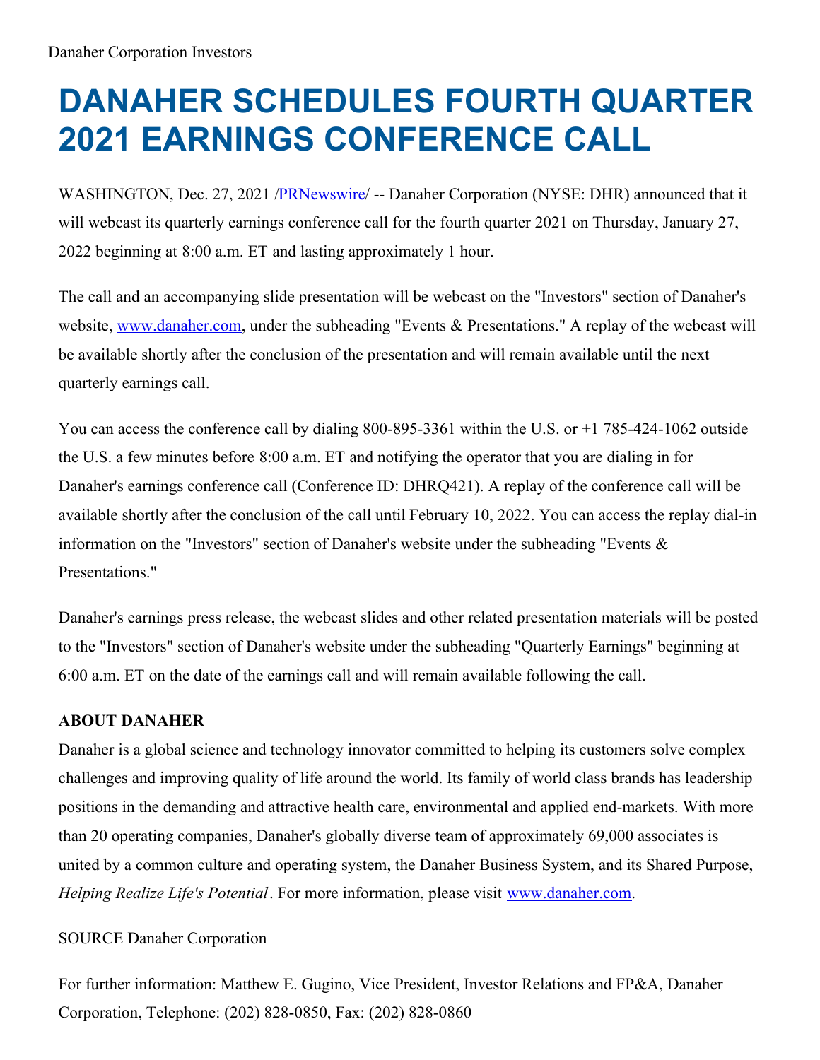Danaher Corporation Investors

# DANAHER SCHEDULES FOURTH QUARTER 2021 EARNINGS CONFERENCE CALL

WASHINGTON, Dec. 27, 2021 /PRNewswire/ -- Danaher Corporation (NYSE: DHR) announced that it will webcast its quarterly earnings conference call for the fourth quarter 2021 on Thursday, January 27, 2022 beginning at 8:00 a.m. ET and lasting approximately 1 hour.

The call and an accompanying slide presentation will be webcast on the "Investors" section of Danaher's website, www.danaher.com, under the subheading "Events & Presentations." A replay of the webcast will be available shortly after the conclusion of the presentation and will remain available until the next quarterly earnings call.

You can access the conference call by dialing 800-895-3361 within the U.S. or +1 785-424-1062 outside the U.S. a few minutes before 8:00 a.m. ET and notifying the operator that you are dialing in for Danaher's earnings conference call (Conference ID: DHRQ421). A replay of the conference call will be available shortly after the conclusion of the call until February 10, 2022. You can access the replay dial-in information on the "Investors" section of Danaher's website under the subheading "Events & Presentations."

Danaher's earnings press release, the webcast slides and other related presentation materials will be posted to the "Investors" section of Danaher's website under the subheading "Quarterly Earnings" beginning at 6:00 a.m. ET on the date of the earnings call and will remain available following the call.

**ABOUT DANAHER**

Danaher is a global science and technology innovator committed to helping its customers solve complex challenges and improving quality of life around the world. Its family of world class brands has leadership positions in the demanding and attractive health care, environmental and applied end-markets. With more than 20 operating companies, Danaher's globally diverse team of approximately 69,000 associates is united by a common culture and operating system, the Danaher Business System, and its Shared Purpose, *Helping Realize Life's Potential*. For more information, please visit www.danaher.com.

SOURCE Danaher Corporation

For further information: Matthew E. Gugino, Vice President, Investor Relations and FP&A, Danaher Corporation, Telephone: (202) 828-0850, Fax: (202) 828-0860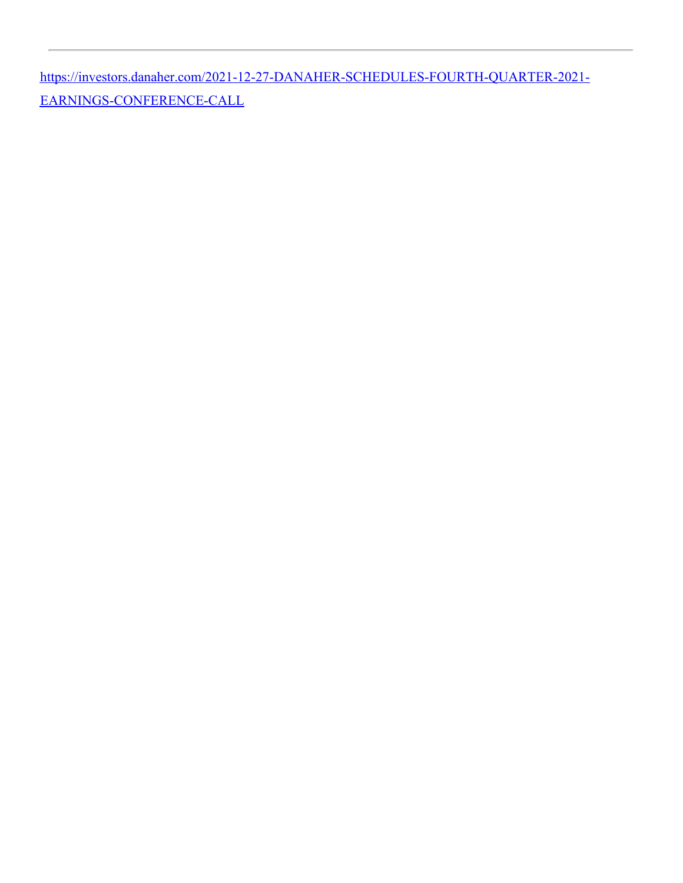https://investors.danaher.com/2021-12-27-DANAHER-SCHEDULES-FOURTH-QUARTER-2021-EARNINGS-CONFERENCE-CALL